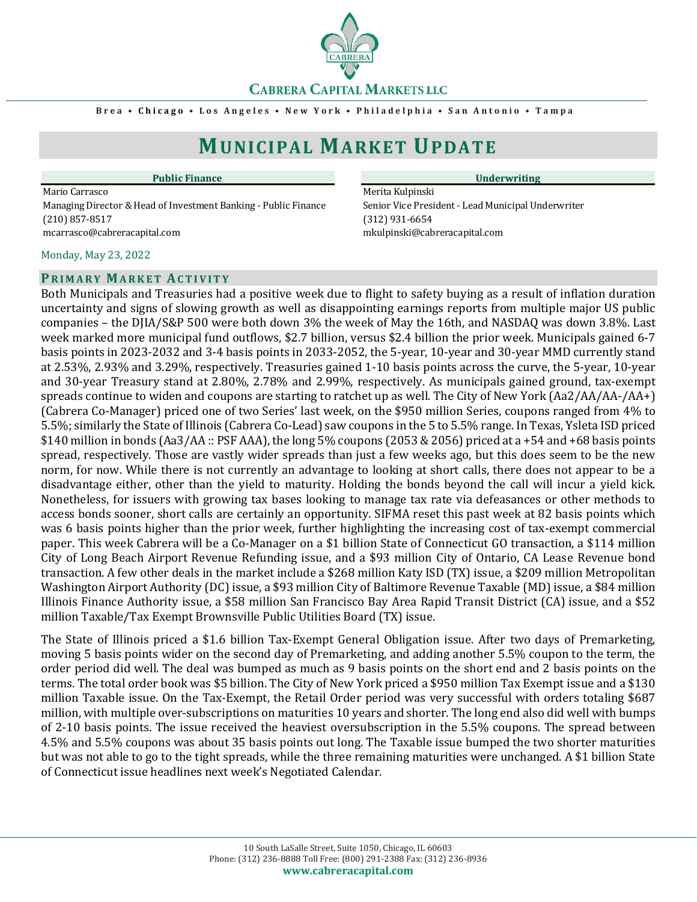**CABRERA CAPITAL MARKETS LLC**

Brea • Chicago • Los Angeles • New York • Philadelphia • San Antonio • Tampa

# MUNICIPAL MARKET UPDATE

**Public Finance**

Mario Carrasco
Managing Director & Head of Investment Banking - Public Finance
(210) 857-8517
mcarrasco@cabreracapital.com

**Underwriting**

Merita Kulpinski
Senior Vice President - Lead Municipal Underwriter
(312) 931-6654
mkulpinski@cabreracapital.com

Monday, May 23, 2022

## PRIMARY MARKET ACTIVITY

Both Municipals and Treasuries had a positive week due to flight to safety buying as a result of inflation duration uncertainty and signs of slowing growth as well as disappointing earnings reports from multiple major US public companies – the DJIA/S&P 500 were both down 3% the week of May the 16th, and NASDAQ was down 3.8%. Last week marked more municipal fund outflows, $2.7 billion, versus $2.4 billion the prior week. Municipals gained 6-7 basis points in 2023-2032 and 3-4 basis points in 2033-2052, the 5-year, 10-year and 30-year MMD currently stand at 2.53%, 2.93% and 3.29%, respectively. Treasuries gained 1-10 basis points across the curve, the 5-year, 10-year and 30-year Treasury stand at 2.80%, 2.78% and 2.99%, respectively. As municipals gained ground, tax-exempt spreads continue to widen and coupons are starting to ratchet up as well. The City of New York (Aa2/AA/AA-/AA+) (Cabrera Co-Manager) priced one of two Series' last week, on the $950 million Series, coupons ranged from 4% to 5.5%; similarly the State of Illinois (Cabrera Co-Lead) saw coupons in the 5 to 5.5% range. In Texas, Ysleta ISD priced $140 million in bonds (Aa3/AA :: PSF AAA), the long 5% coupons (2053 & 2056) priced at a +54 and +68 basis points spread, respectively. Those are vastly wider spreads than just a few weeks ago, but this does seem to be the new norm, for now. While there is not currently an advantage to looking at short calls, there does not appear to be a disadvantage either, other than the yield to maturity. Holding the bonds beyond the call will incur a yield kick. Nonetheless, for issuers with growing tax bases looking to manage tax rate via defeasances or other methods to access bonds sooner, short calls are certainly an opportunity. SIFMA reset this past week at 82 basis points which was 6 basis points higher than the prior week, further highlighting the increasing cost of tax-exempt commercial paper. This week Cabrera will be a Co-Manager on a $1 billion State of Connecticut GO transaction, a $114 million City of Long Beach Airport Revenue Refunding issue, and a $93 million City of Ontario, CA Lease Revenue bond transaction. A few other deals in the market include a $268 million Katy ISD (TX) issue, a $209 million Metropolitan Washington Airport Authority (DC) issue, a $93 million City of Baltimore Revenue Taxable (MD) issue, a $84 million Illinois Finance Authority issue, a $58 million San Francisco Bay Area Rapid Transit District (CA) issue, and a $52 million Taxable/Tax Exempt Brownsville Public Utilities Board (TX) issue.

The State of Illinois priced a $1.6 billion Tax-Exempt General Obligation issue. After two days of Premarketing, moving 5 basis points wider on the second day of Premarketing, and adding another 5.5% coupon to the term, the order period did well. The deal was bumped as much as 9 basis points on the short end and 2 basis points on the terms. The total order book was $5 billion. The City of New York priced a $950 million Tax Exempt issue and a $130 million Taxable issue. On the Tax-Exempt, the Retail Order period was very successful with orders totaling $687 million, with multiple over-subscriptions on maturities 10 years and shorter. The long end also did well with bumps of 2-10 basis points. The issue received the heaviest oversubscription in the 5.5% coupons. The spread between 4.5% and 5.5% coupons was about 35 basis points out long. The Taxable issue bumped the two shorter maturities but was not able to go to the tight spreads, while the three remaining maturities were unchanged. A $1 billion State of Connecticut issue headlines next week's Negotiated Calendar.

10 South LaSalle Street, Suite 1050, Chicago, IL 60603
Phone: (312) 236-8888 Toll Free: (800) 291-2388 Fax: (312) 236-8936
**www.cabreracapital.com**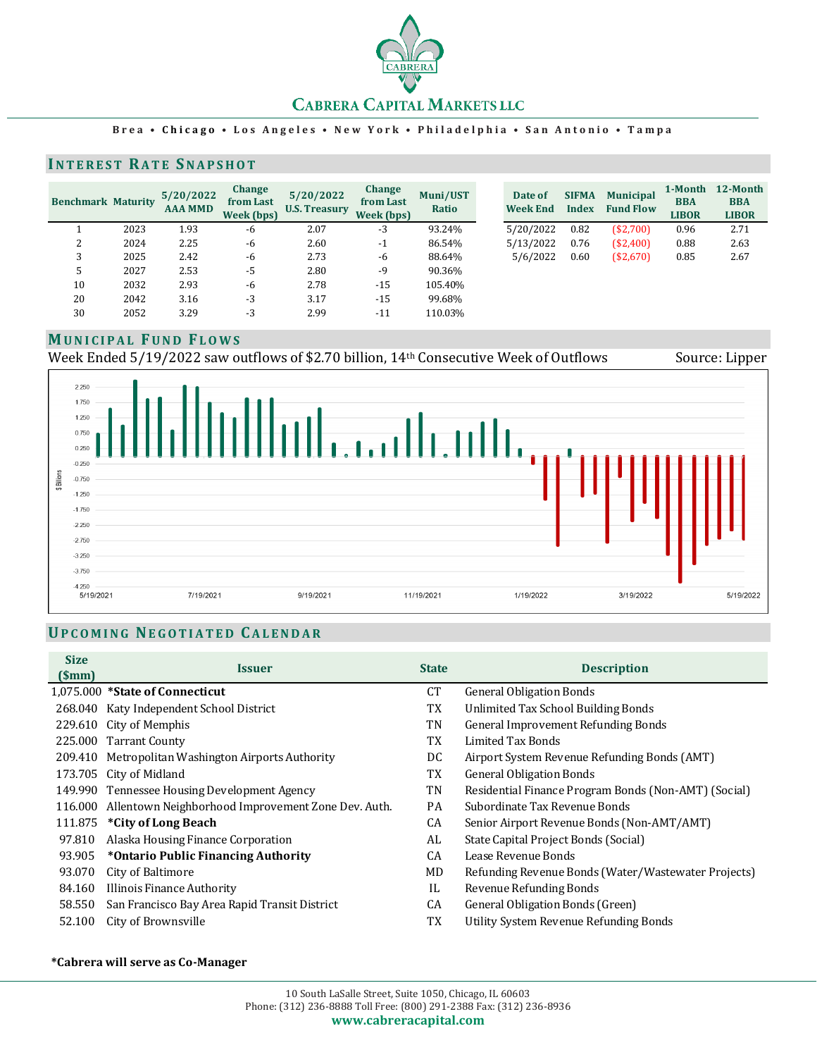# Cabrera Capital Markets LLC

Brea • Chicago • Los Angeles • New York • Philadelphia • San Antonio • Tampa

## Interest Rate Snapshot

| Benchmark | Maturity | 5/20/2022 AAA MMD | Change from Last Week (bps) | 5/20/2022 U.S. Treasury | Change from Last Week (bps) | Muni/UST Ratio |
|---|---|---|---|---|---|---|
| 1 | 2023 | 1.93 | -6 | 2.07 | -3 | 93.24% |
| 2 | 2024 | 2.25 | -6 | 2.60 | -1 | 86.54% |
| 3 | 2025 | 2.42 | -6 | 2.73 | -6 | 88.64% |
| 5 | 2027 | 2.53 | -5 | 2.80 | -9 | 90.36% |
| 10 | 2032 | 2.93 | -6 | 2.78 | -15 | 105.40% |
| 20 | 2042 | 3.16 | -3 | 3.17 | -15 | 99.68% |
| 30 | 2052 | 3.29 | -3 | 2.99 | -11 | 110.03% |

| Date of Week End | SIFMA Index | Municipal Fund Flow | 1-Month BBA LIBOR | 12-Month BBA LIBOR |
|---|---|---|---|---|
| 5/20/2022 | 0.82 | ($2,700) | 0.96 | 2.71 |
| 5/13/2022 | 0.76 | ($2,400) | 0.88 | 2.63 |
| 5/6/2022 | 0.60 | ($2,670) | 0.85 | 2.67 |

## Municipal Fund Flows

Week Ended 5/19/2022 saw outflows of $2.70 billion, 14th Consecutive Week of Outflows

Source: Lipper

$ Billions

2.250
1.750
1.250
0.750
0.250
-0.250
-0.750
-1.250
-1.750
-2.250
-2.750
-3.250
-3.750
-4.250

5/19/2021
7/19/2021
9/19/2021
11/19/2021
1/19/2022
3/19/2022
5/19/2022

## Upcoming Negotiated Calendar

| Size ($mm) | Issuer | State | Description |
|---|---|---|---|
| 1,075.000 | **\*State of Connecticut** | CT | General Obligation Bonds |
| 268.040 | Katy Independent School District | TX | Unlimited Tax School Building Bonds |
| 229.610 | City of Memphis | TN | General Improvement Refunding Bonds |
| 225.000 | Tarrant County | TX | Limited Tax Bonds |
| 209.410 | Metropolitan Washington Airports Authority | DC | Airport System Revenue Refunding Bonds (AMT) |
| 173.705 | City of Midland | TX | General Obligation Bonds |
| 149.990 | Tennessee Housing Development Agency | TN | Residential Finance Program Bonds (Non-AMT) (Social) |
| 116.000 | Allentown Neighborhood Improvement Zone Dev. Auth. | PA | Subordinate Tax Revenue Bonds |
| 111.875 | **\*City of Long Beach** | CA | Senior Airport Revenue Bonds (Non-AMT/AMT) |
| 97.810 | Alaska Housing Finance Corporation | AL | State Capital Project Bonds (Social) |
| 93.905 | **\*Ontario Public Financing Authority** | CA | Lease Revenue Bonds |
| 93.070 | City of Baltimore | MD | Refunding Revenue Bonds (Water/Wastewater Projects) |
| 84.160 | Illinois Finance Authority | IL | Revenue Refunding Bonds |
| 58.550 | San Francisco Bay Area Rapid Transit District | CA | General Obligation Bonds (Green) |
| 52.100 | City of Brownsville | TX | Utility System Revenue Refunding Bonds |

**\*Cabrera will serve as Co-Manager**

10 South LaSalle Street, Suite 1050, Chicago, IL 60603
Phone: (312) 236-8888 Toll Free: (800) 291-2388 Fax: (312) 236-8936
**www.cabreracapital.com**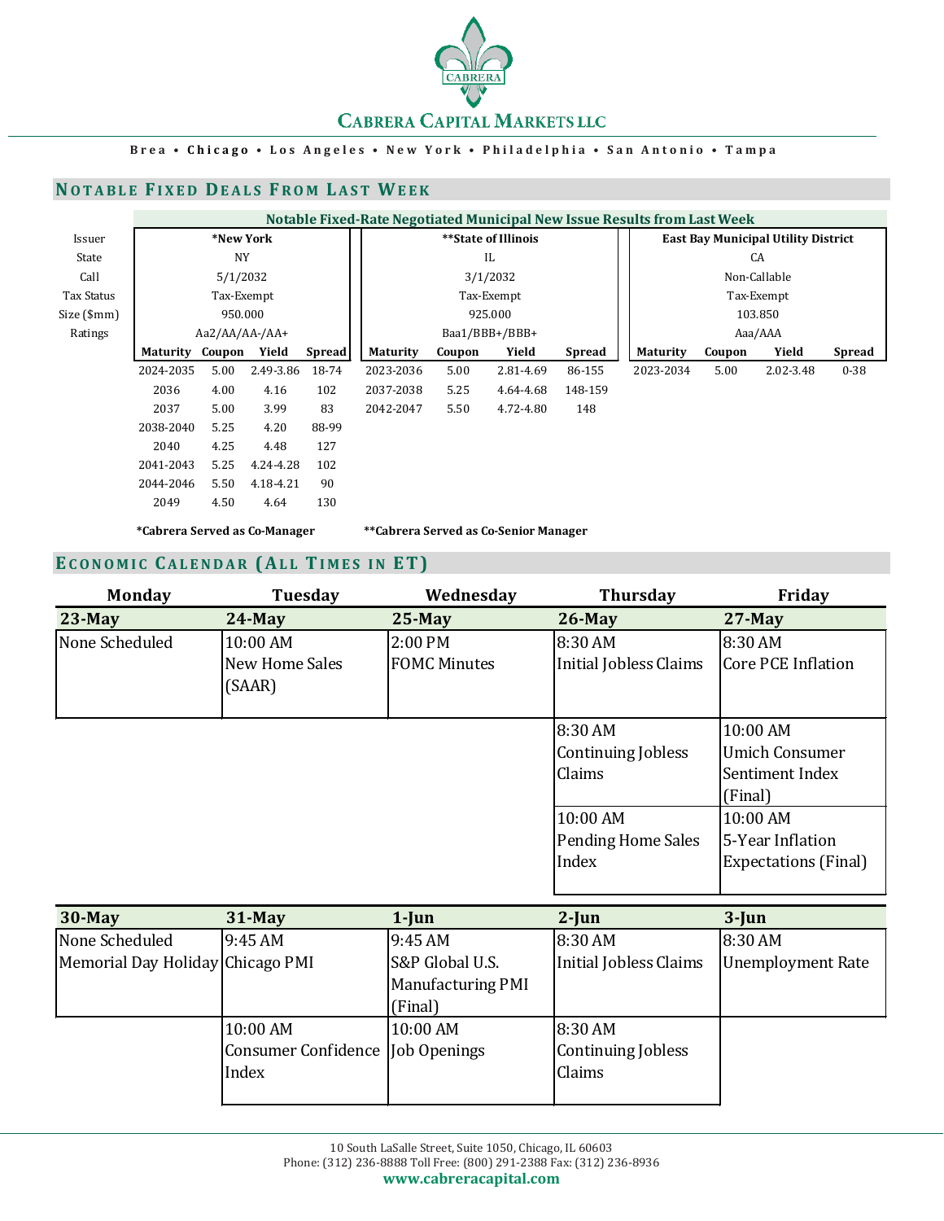# Cabrera Capital Markets LLC

Brea • Chicago • Los Angeles • New York • Philadelphia • San Antonio • Tampa

## Notable Fixed Deals From Last Week

**Notable Fixed-Rate Negotiated Municipal New Issue Results from Last Week**

| Issuer | *New York | | | | **State of Illinois | | | | East Bay Municipal Utility District | | | |
|---|---|---|---|---|---|---|---|---|---|---|---|---|
| State | NY | | | | IL | | | | CA | | | |
| Call | 5/1/2032 | | | | 3/1/2032 | | | | Non-Callable | | | |
| Tax Status | Tax-Exempt | | | | Tax-Exempt | | | | Tax-Exempt | | | |
| Size ($mm) | 950.000 | | | | 925.000 | | | | 103.850 | | | |
| Ratings | Aa2/AA/AA-/AA+ | | | | Baa1/BBB+/BBB+ | | | | Aaa/AAA | | | |
| | **Maturity** | **Coupon** | **Yield** | **Spread** | **Maturity** | **Coupon** | **Yield** | **Spread** | **Maturity** | **Coupon** | **Yield** | **Spread** |
| | 2024-2035 | 5.00 | 2.49-3.86 | 18-74 | 2023-2036 | 5.00 | 2.81-4.69 | 86-155 | 2023-2034 | 5.00 | 2.02-3.48 | 0-38 |
| | 2036 | 4.00 | 4.16 | 102 | 2037-2038 | 5.25 | 4.64-4.68 | 148-159 | | | | |
| | 2037 | 5.00 | 3.99 | 83 | 2042-2047 | 5.50 | 4.72-4.80 | 148 | | | | |
| | 2038-2040 | 5.25 | 4.20 | 88-99 | | | | | | | | |
| | 2040 | 4.25 | 4.48 | 127 | | | | | | | | |
| | 2041-2043 | 5.25 | 4.24-4.28 | 102 | | | | | | | | |
| | 2044-2046 | 5.50 | 4.18-4.21 | 90 | | | | | | | | |
| | 2049 | 4.50 | 4.64 | 130 | | | | | | | | |

*Cabrera Served as Co-Manager

**Cabrera Served as Co-Senior Manager

## Economic Calendar (All Times in ET)

| Monday | Tuesday | Wednesday | Thursday | Friday |
|---|---|---|---|---|
| **23-May** | **24-May** | **25-May** | **26-May** | **27-May** |
| None Scheduled | 10:00 AM New Home Sales (SAAR) | 2:00 PM FOMC Minutes | 8:30 AM Initial Jobless Claims | 8:30 AM Core PCE Inflation |
| | | | 8:30 AM Continuing Jobless Claims | 10:00 AM Umich Consumer Sentiment Index (Final) |
| | | | 10:00 AM Pending Home Sales Index | 10:00 AM 5-Year Inflation Expectations (Final) |
| **30-May** | **31-May** | **1-Jun** | **2-Jun** | **3-Jun** |
| None Scheduled Memorial Day Holiday | 9:45 AM Chicago PMI | 9:45 AM S&P Global U.S. Manufacturing PMI (Final) | 8:30 AM Initial Jobless Claims | 8:30 AM Unemployment Rate |
| | 10:00 AM Consumer Confidence Index | 10:00 AM Job Openings | 8:30 AM Continuing Jobless Claims | |

10 South LaSalle Street, Suite 1050, Chicago, IL 60603
Phone: (312) 236-8888 Toll Free: (800) 291-2388 Fax: (312) 236-8936
**www.cabreracapital.com**